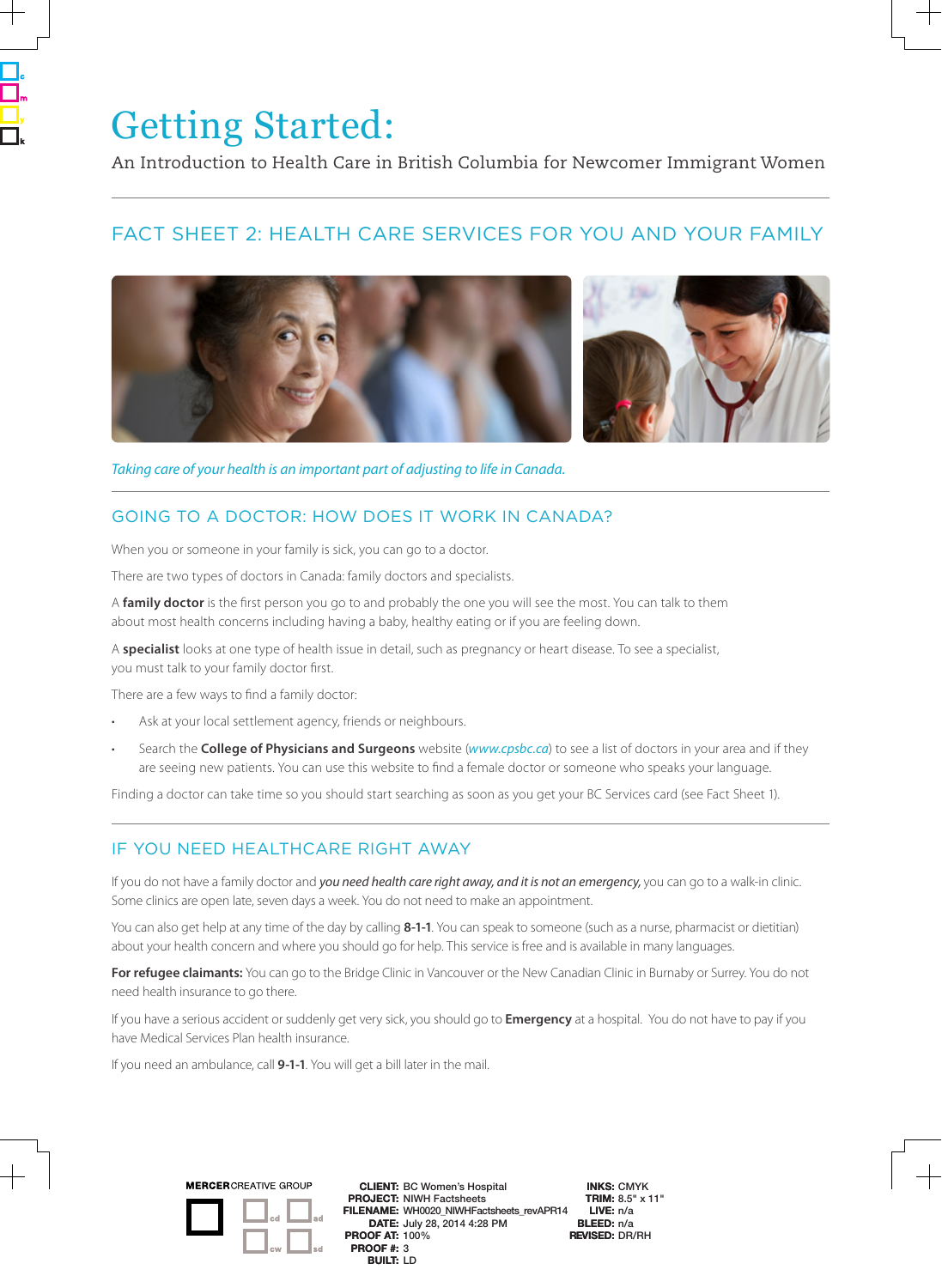# Getting Started:

An Introduction to Health Care in British Columbia for Newcomer Immigrant Women

## FACT SHEET 2: HEALTH CARE SERVICES FOR YOU AND YOUR FAMILY

*Taking care of your health is an important part of adjusting to life in Canada.*

### GOING TO A DOCTOR: HOW DOES IT WORK IN CANADA?

When you or someone in your family is sick, you can go to a doctor.

There are two types of doctors in Canada: family doctors and specialists.

A **family doctor** is the first person you go to and probably the one you will see the most. You can talk to them about most health concerns including having a baby, healthy eating or if you are feeling down.

A **specialist** looks at one type of health issue in detail, such as pregnancy or heart disease. To see a specialist, you must talk to your family doctor first.

There are a few ways to find a family doctor:

- Ask at your local settlement agency, friends or neighbours.
- Search the **College of Physicians and Surgeons** website (*www.cpsbc.ca*) to see a list of doctors in your area and if they are seeing new patients. You can use this website to find a female doctor or someone who speaks your language.

Finding a doctor can take time so you should start searching as soon as you get your BC Services card (see Fact Sheet 1).

### IF YOU NEED HEALTHCARE RIGHT AWAY

If you do not have a family doctor and ***you need health care right away, and it is not an emergency,*** you can go to a walk-in clinic. Some clinics are open late, seven days a week. You do not need to make an appointment.

You can also get help at any time of the day by calling **8-1-1**. You can speak to someone (such as a nurse, pharmacist or dietitian) about your health concern and where you should go for help. This service is free and is available in many languages.

**For refugee claimants:** You can go to the Bridge Clinic in Vancouver or the New Canadian Clinic in Burnaby or Surrey. You do not need health insurance to go there.

If you have a serious accident or suddenly get very sick, you should go to **Emergency** at a hospital. You do not have to pay if you have Medical Services Plan health insurance.

If you need an ambulance, call **9-1-1**. You will get a bill later in the mail.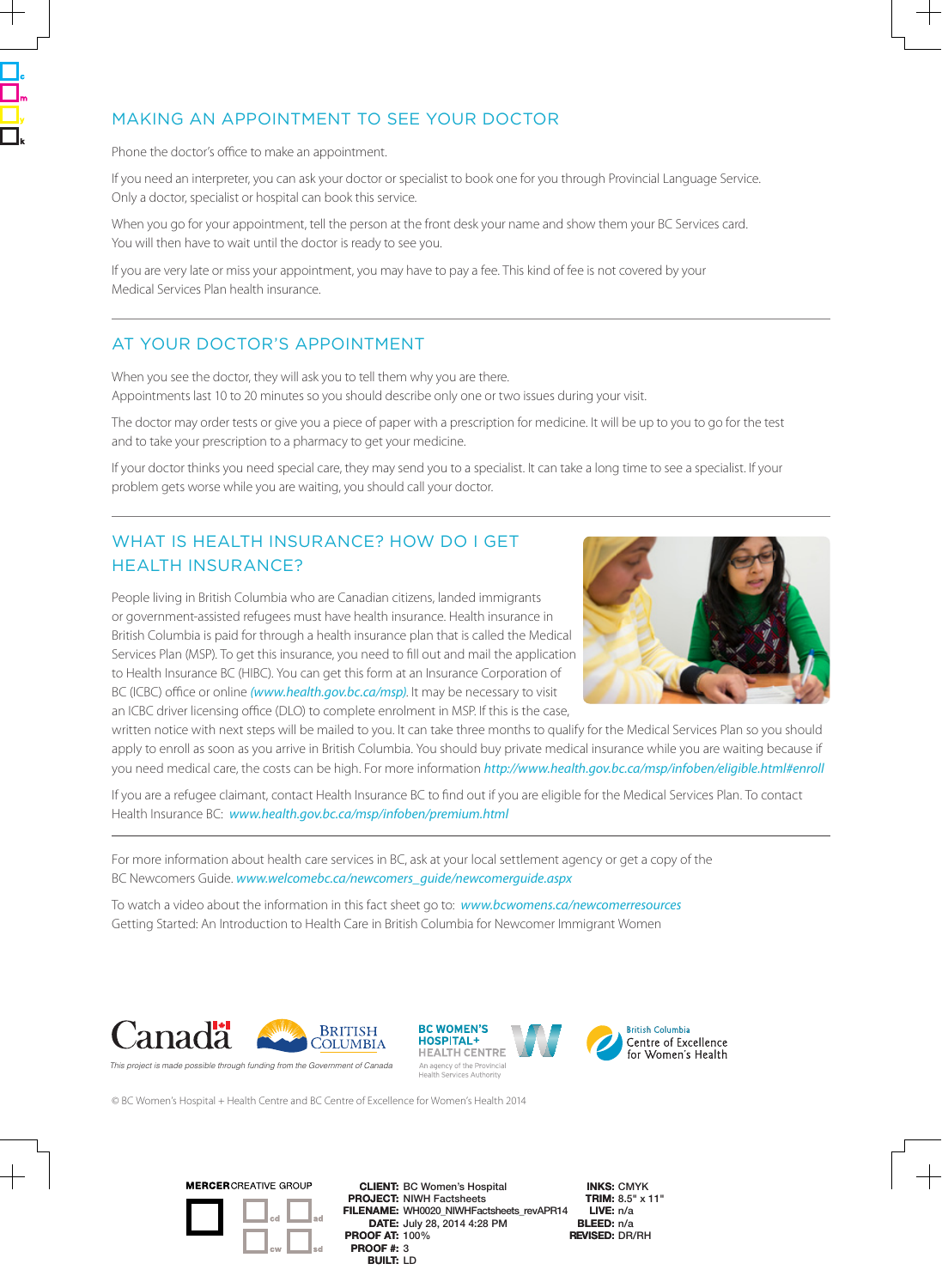## MAKING AN APPOINTMENT TO SEE YOUR DOCTOR

Phone the doctor's office to make an appointment.

If you need an interpreter, you can ask your doctor or specialist to book one for you through Provincial Language Service. Only a doctor, specialist or hospital can book this service.

When you go for your appointment, tell the person at the front desk your name and show them your BC Services card. You will then have to wait until the doctor is ready to see you.

If you are very late or miss your appointment, you may have to pay a fee. This kind of fee is not covered by your Medical Services Plan health insurance.

## AT YOUR DOCTOR'S APPOINTMENT

When you see the doctor, they will ask you to tell them why you are there. Appointments last 10 to 20 minutes so you should describe only one or two issues during your visit.

The doctor may order tests or give you a piece of paper with a prescription for medicine. It will be up to you to go for the test and to take your prescription to a pharmacy to get your medicine.

If your doctor thinks you need special care, they may send you to a specialist. It can take a long time to see a specialist. If your problem gets worse while you are waiting, you should call your doctor.

## WHAT IS HEALTH INSURANCE? HOW DO I GET HEALTH INSURANCE?

People living in British Columbia who are Canadian citizens, landed immigrants or government-assisted refugees must have health insurance. Health insurance in British Columbia is paid for through a health insurance plan that is called the Medical Services Plan (MSP). To get this insurance, you need to fill out and mail the application to Health Insurance BC (HIBC). You can get this form at an Insurance Corporation of BC (ICBC) office or online *(www.health.gov.bc.ca/msp)*. It may be necessary to visit an ICBC driver licensing office (DLO) to complete enrolment in MSP. If this is the case, written notice with next steps will be mailed to you. It can take three months to qualify for the Medical Services Plan so you should apply to enroll as soon as you arrive in British Columbia. You should buy private medical insurance while you are waiting because if you need medical care, the costs can be high. For more information *http://www.health.gov.bc.ca/msp/infoben/eligible.html#enroll*

If you are a refugee claimant, contact Health Insurance BC to find out if you are eligible for the Medical Services Plan. To contact Health Insurance BC: *www.health.gov.bc.ca/msp/infoben/premium.html*

---

For more information about health care services in BC, ask at your local settlement agency or get a copy of the BC Newcomers Guide. *www.welcomebc.ca/newcomers_guide/newcomerguide.aspx*

To watch a video about the information in this fact sheet go to: *www.bcwomens.ca/newcomerresources*
Getting Started: An Introduction to Health Care in British Columbia for Newcomer Immigrant Women

Canada | British Columbia | BC Women's Hospital + Health Centre (An agency of the Provincial Health Services Authority) | British Columbia Centre of Excellence for Women's Health

*This project is made possible through funding from the Government of Canada*

© BC Women's Hospital + Health Centre and BC Centre of Excellence for Women's Health 2014